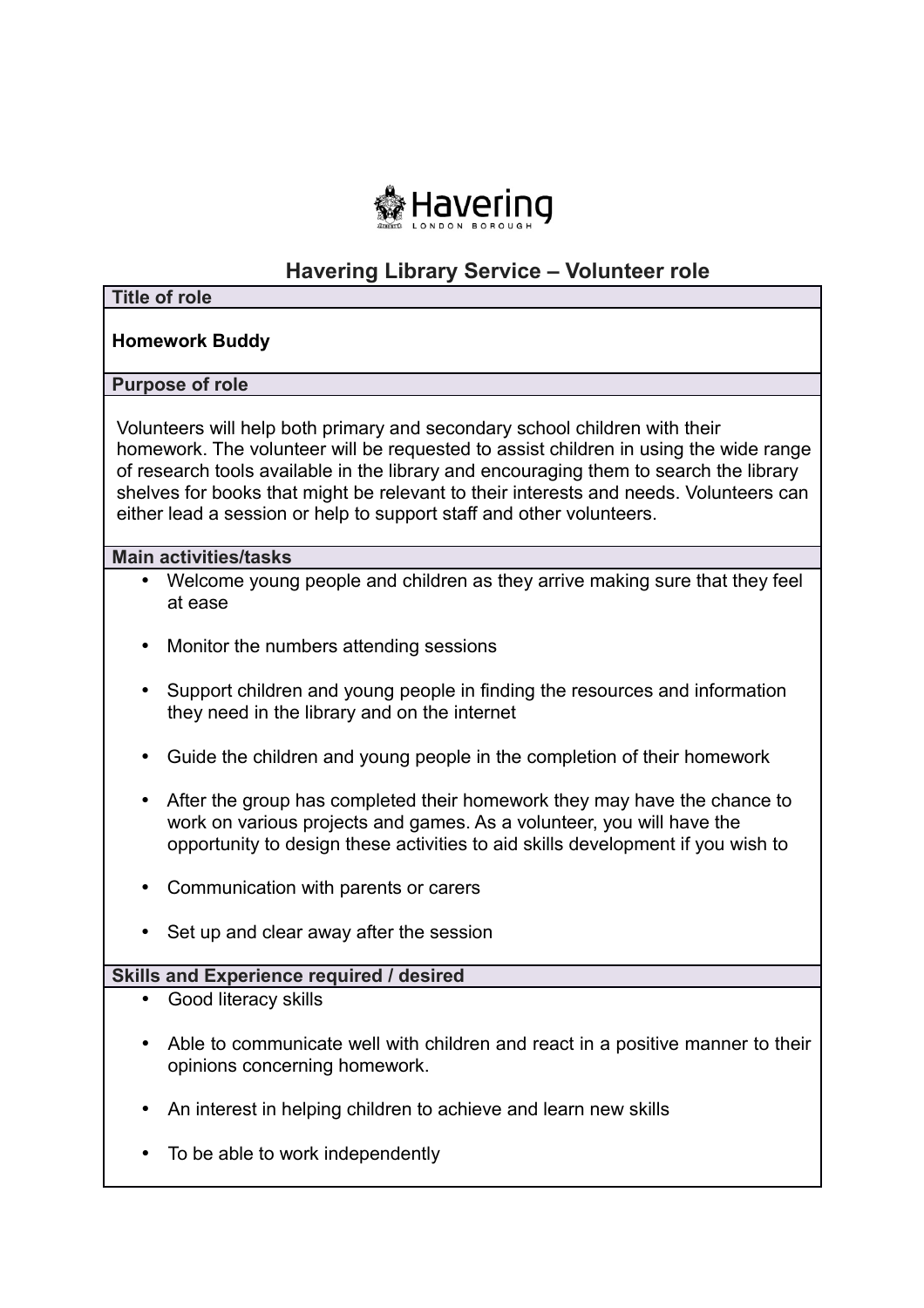Havering
LONDON BOROUGH

# Havering Library Service – Volunteer role

## Title of role

**Homework Buddy**

## Purpose of role

Volunteers will help both primary and secondary school children with their homework. The volunteer will be requested to assist children in using the wide range of research tools available in the library and encouraging them to search the library shelves for books that might be relevant to their interests and needs. Volunteers can either lead a session or help to support staff and other volunteers.

## Main activities/tasks

- Welcome young people and children as they arrive making sure that they feel at ease
- Monitor the numbers attending sessions
- Support children and young people in finding the resources and information they need in the library and on the internet
- Guide the children and young people in the completion of their homework
- After the group has completed their homework they may have the chance to work on various projects and games. As a volunteer, you will have the opportunity to design these activities to aid skills development if you wish to
- Communication with parents or carers
- Set up and clear away after the session

## Skills and Experience required / desired

- Good literacy skills
- Able to communicate well with children and react in a positive manner to their opinions concerning homework.
- An interest in helping children to achieve and learn new skills
- To be able to work independently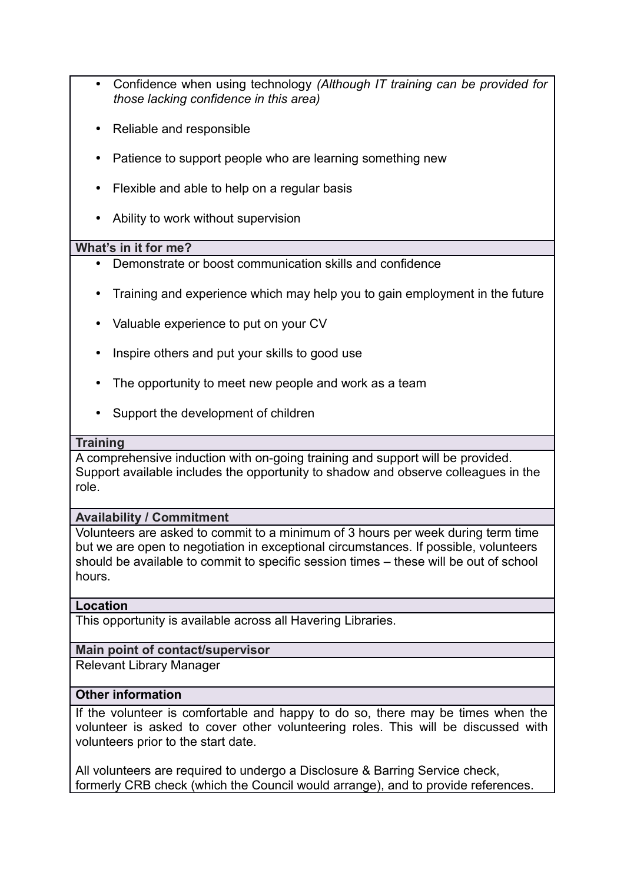- Confidence when using technology *(Although IT training can be provided for those lacking confidence in this area)*
- Reliable and responsible
- Patience to support people who are learning something new
- Flexible and able to help on a regular basis
- Ability to work without supervision

**What's in it for me?**

- Demonstrate or boost communication skills and confidence
- Training and experience which may help you to gain employment in the future
- Valuable experience to put on your CV
- Inspire others and put your skills to good use
- The opportunity to meet new people and work as a team
- Support the development of children

**Training**

A comprehensive induction with on-going training and support will be provided. Support available includes the opportunity to shadow and observe colleagues in the role.

**Availability / Commitment**

Volunteers are asked to commit to a minimum of 3 hours per week during term time but we are open to negotiation in exceptional circumstances. If possible, volunteers should be available to commit to specific session times – these will be out of school hours.

**Location**

This opportunity is available across all Havering Libraries.

**Main point of contact/supervisor**

Relevant Library Manager

**Other information**

If the volunteer is comfortable and happy to do so, there may be times when the volunteer is asked to cover other volunteering roles. This will be discussed with volunteers prior to the start date.

All volunteers are required to undergo a Disclosure & Barring Service check, formerly CRB check (which the Council would arrange), and to provide references.